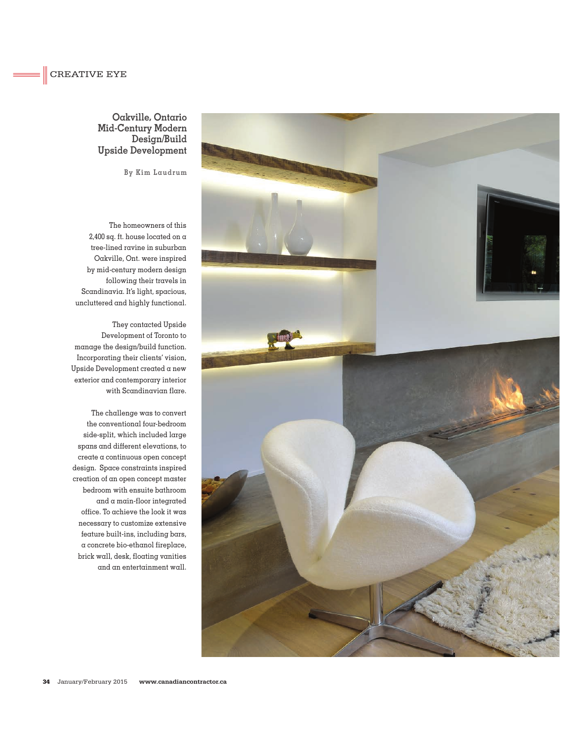CREATIVE EYE

## Oakville, Ontario Mid-Century Modern Design/Build Upside Development

**By Kim Laudrum**

The homeowners of this 2,400 sq. ft. house located on a tree-lined ravine in suburban Oakville, Ont. were inspired by mid-century modern design following their travels in Scandinavia. It's light, spacious, uncluttered and highly functional.

They contacted Upside Development of Toronto to manage the design/build function. Incorporating their clients' vision, Upside Development created a new exterior and contemporary interior with Scandinavian flare.

The challenge was to convert the conventional four-bedroom side-split, which included large spans and different elevations, to create a continuous open concept design. Space constraints inspired creation of an open concept master bedroom with ensuite bathroom and a main-floor integrated office. To achieve the look it was necessary to customize extensive feature built-ins, including bars, a concrete bio-ethanol fireplace, brick wall, desk, floating vanities and an entertainment wall.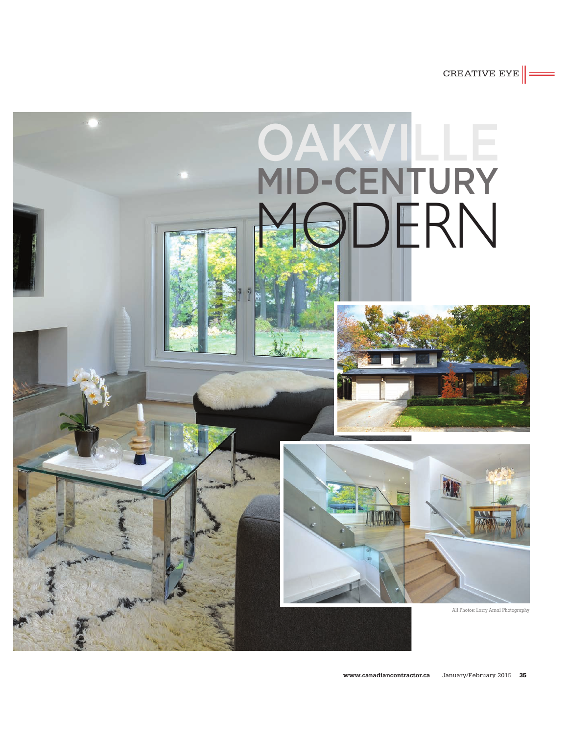# OAKVILLE MID-CENTURY MODERN

All Photos: Larry Arnal Photography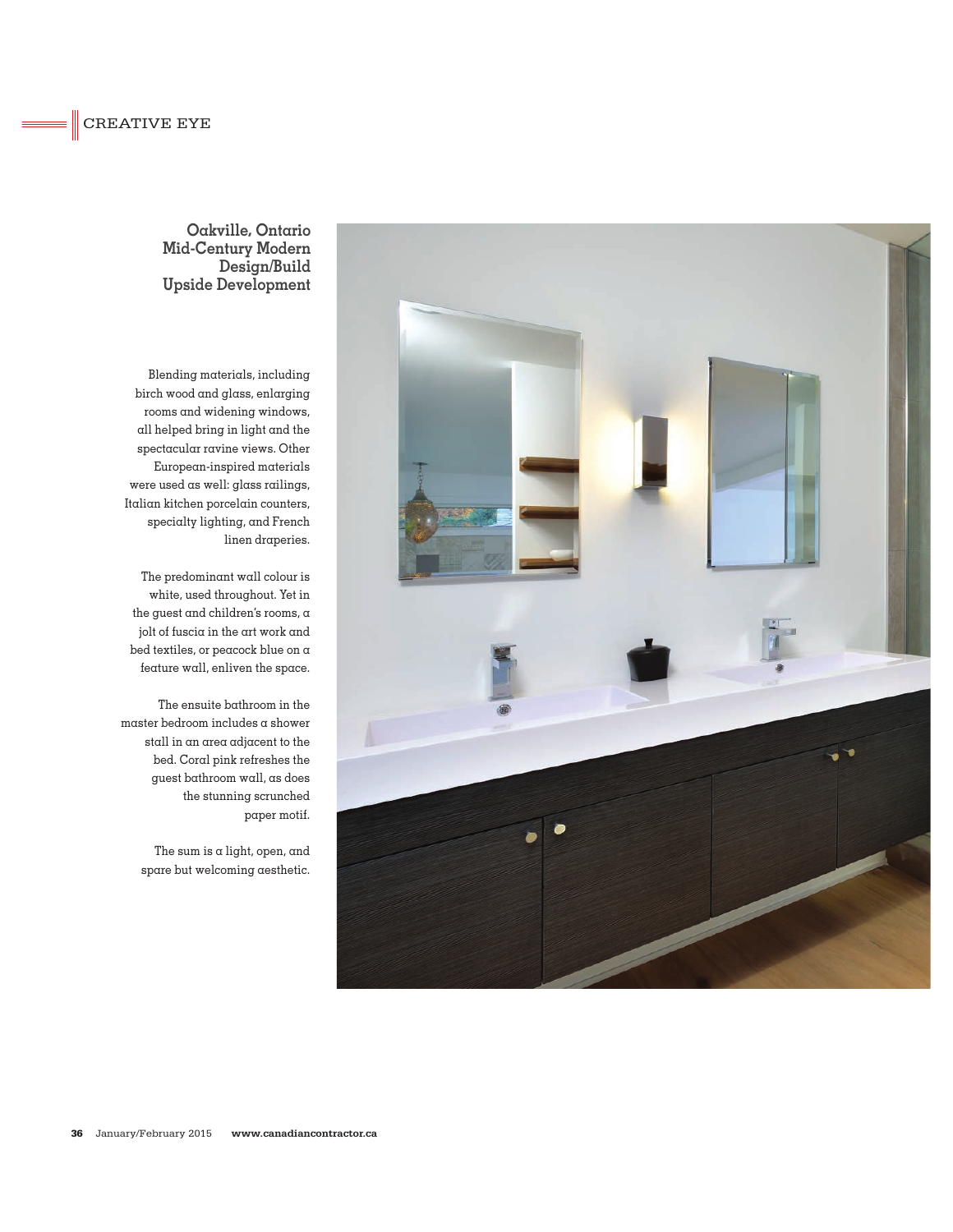**Oakville, Ontario**
**Mid-Century Modern**
**Design/Build**
**Upside Development**

Blending materials, including birch wood and glass, enlarging rooms and widening windows, all helped bring in light and the spectacular ravine views. Other European-inspired materials were used as well: glass railings, Italian kitchen porcelain counters, specialty lighting, and French linen draperies.

The predominant wall colour is white, used throughout. Yet in the guest and children's rooms, a jolt of fuscia in the art work and bed textiles, or peacock blue on a feature wall, enliven the space.

The ensuite bathroom in the master bedroom includes a shower stall in an area adjacent to the bed. Coral pink refreshes the guest bathroom wall, as does the stunning scrunched paper motif.

The sum is a light, open, and spare but welcoming aesthetic.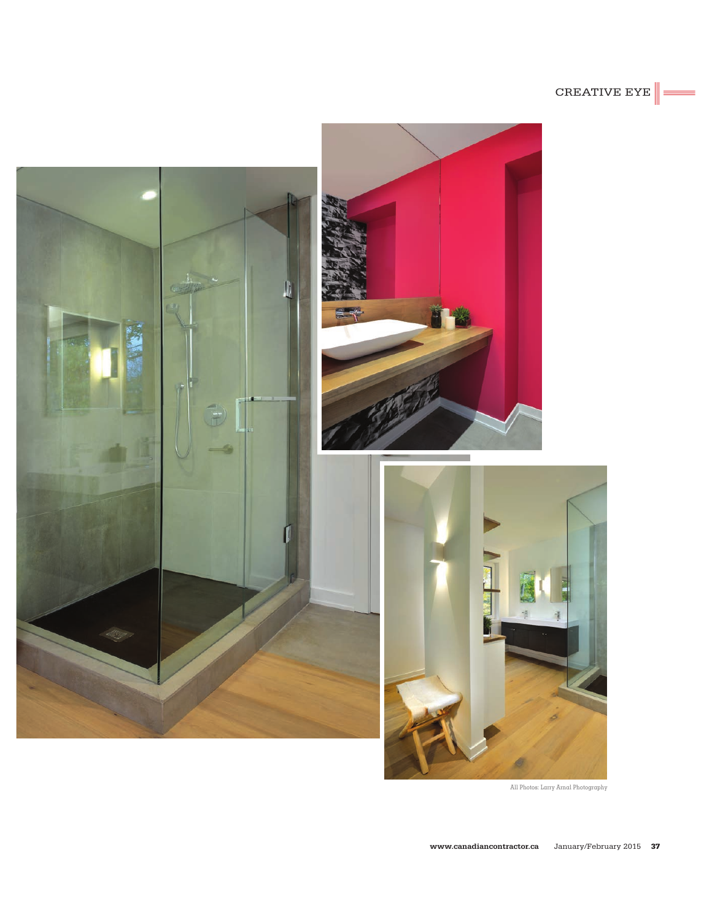All Photos: Larry Arnal Photography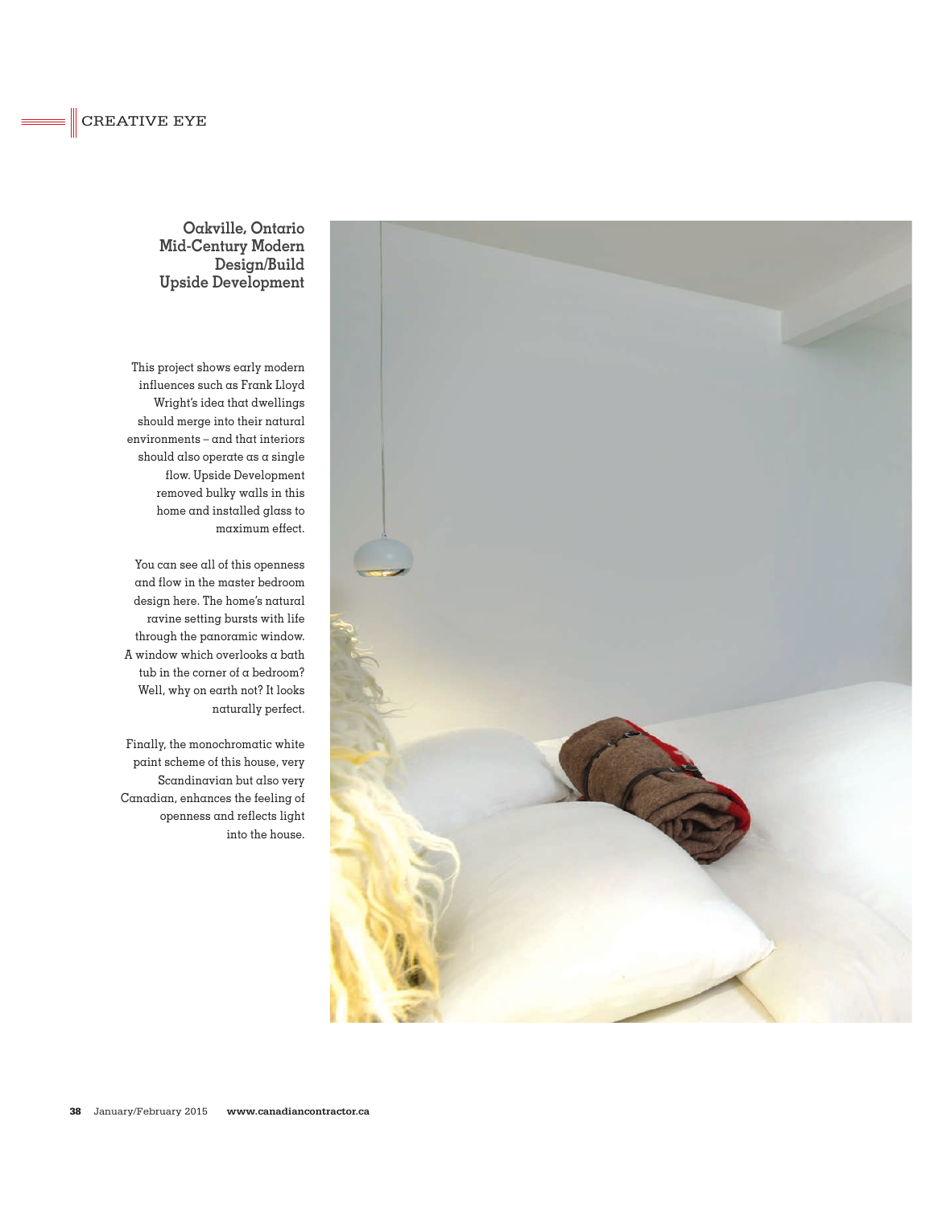**Oakville, Ontario**
**Mid-Century Modern**
**Design/Build**
**Upside Development**

This project shows early modern influences such as Frank Lloyd Wright's idea that dwellings should merge into their natural environments – and that interiors should also operate as a single flow. Upside Development removed bulky walls in this home and installed glass to maximum effect.

You can see all of this openness and flow in the master bedroom design here. The home's natural ravine setting bursts with life through the panoramic window. A window which overlooks a bath tub in the corner of a bedroom? Well, why on earth not? It looks naturally perfect.

Finally, the monochromatic white paint scheme of this house, very Scandinavian but also very Canadian, enhances the feeling of openness and reflects light into the house.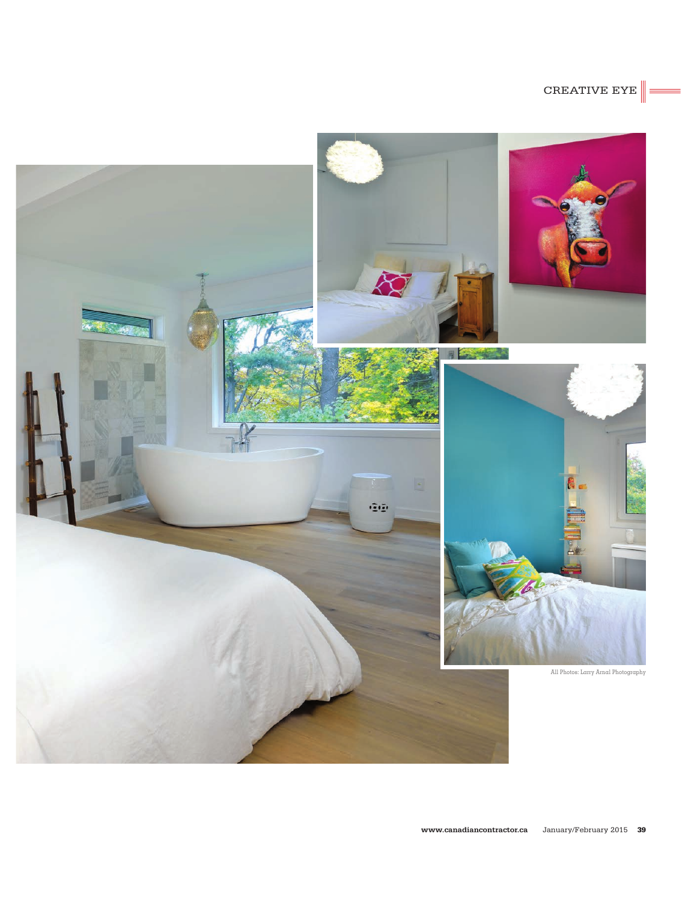All Photos: Larry Arnal Photography